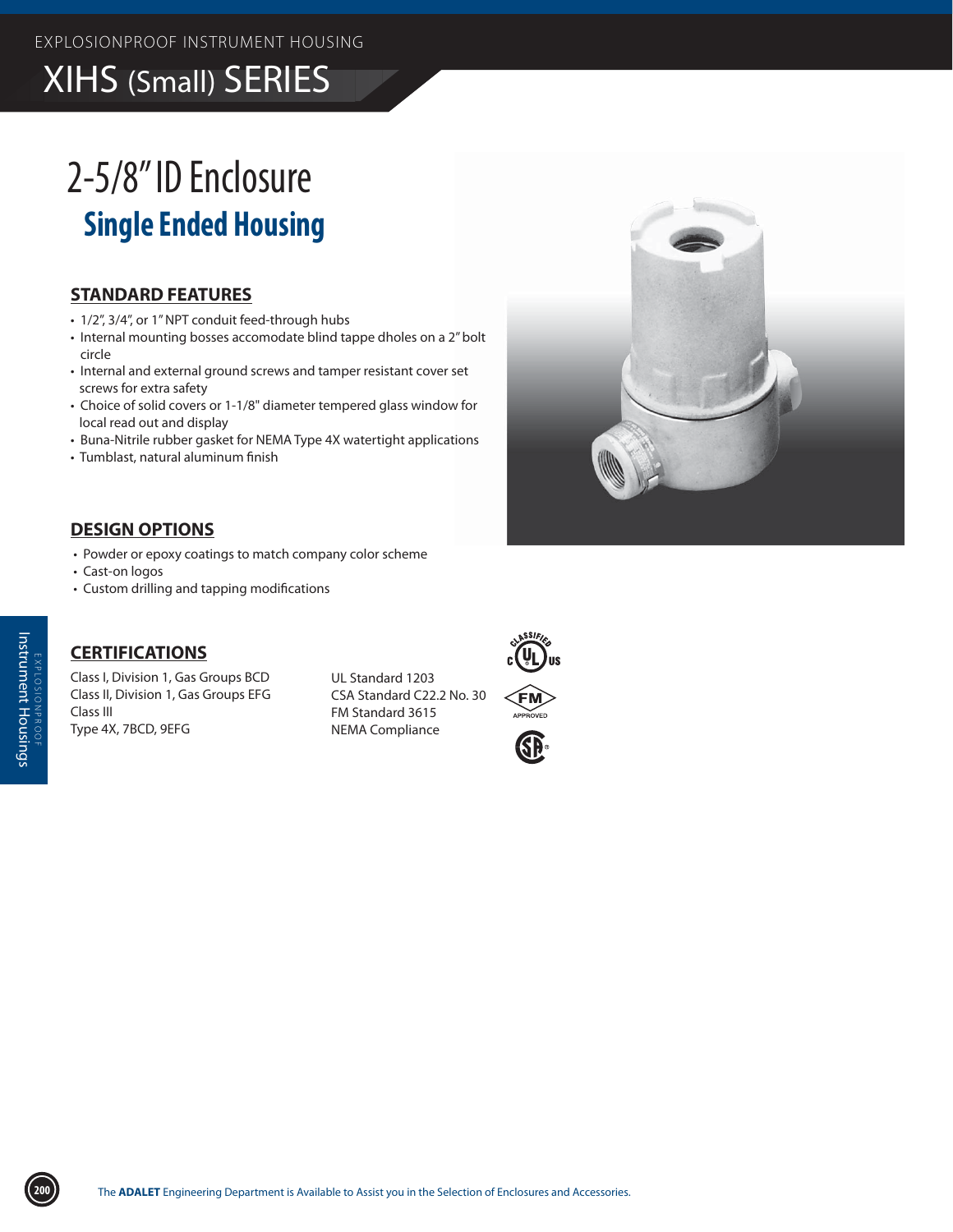EXPLOSIONPROOF INSTRUMENT HOUSING

# XIHS (Small) SERIES

## 2-5/8" ID Enclosure

## Single Ended Housing

### STANDARD FEATURES

- 1/2", 3/4", or 1" NPT conduit feed-through hubs
- Internal mounting bosses accomodate blind tappe dholes on a 2" bolt circle
- Internal and external ground screws and tamper resistant cover set screws for extra safety
- Choice of solid covers or 1-1/8" diameter tempered glass window for local read out and display
- Buna-Nitrile rubber gasket for NEMA Type 4X watertight applications
- Tumblast, natural aluminum finish

### DESIGN OPTIONS

- Powder or epoxy coatings to match company color scheme
- Cast-on logos
- Custom drilling and tapping modifications

### CERTIFICATIONS

Class I, Division 1, Gas Groups BCD
Class II, Division 1, Gas Groups EFG
Class III
Type 4X, 7BCD, 9EFG

UL Standard 1203
CSA Standard C22.2 No. 30
FM Standard 3615
NEMA Compliance

The **ADALET** Engineering Department is Available to Assist you in the Selection of Enclosures and Accessories.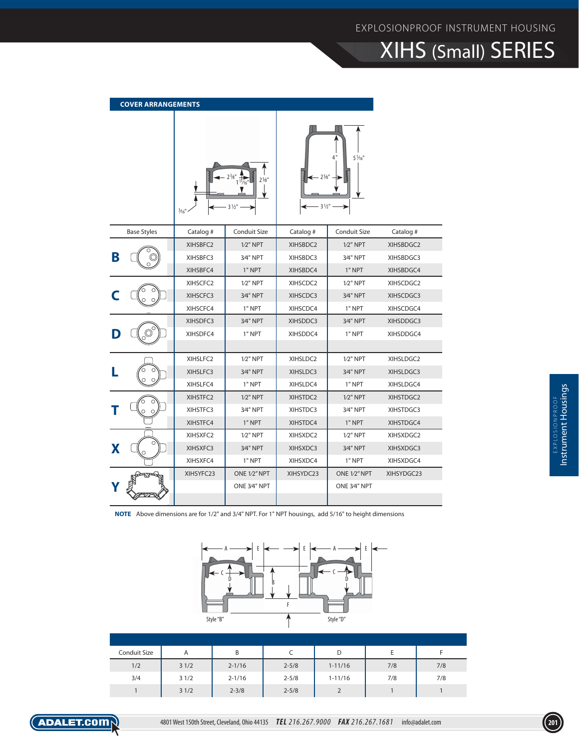# EXPLOSIONPROOF INSTRUMENT HOUSING

# XIHS (Small) SERIES

## COVER ARRANGEMENTS

3/16"
2 5/8"
1 11/16"
2 3/8"
3 1/2"

4"
5 1/16"
2 5/8"
3 1/2"

| Base Styles | Catalog # | Conduit Size | Catalog # | Conduit Size | Catalog # |
|---|---|---|---|---|---|
| B | XIHSBFC2 | 1/2" NPT | XIHSBDC2 | 1/2" NPT | XIHSBDGC2 |
| | XIHSBFC3 | 3/4" NPT | XIHSBDC3 | 3/4" NPT | XIHSBDGC3 |
| | XIHSBFC4 | 1" NPT | XIHSBDC4 | 1" NPT | XIHSBDGC4 |
| C | XIHSCFC2 | 1/2" NPT | XIHSCDC2 | 1/2" NPT | XIHSCDGC2 |
| | XIHSCFC3 | 3/4" NPT | XIHSCDC3 | 3/4" NPT | XIHSCDGC3 |
| | XIHSCFC4 | 1" NPT | XIHSCDC4 | 1" NPT | XIHSCDGC4 |
| D | XIHSDFC3 | 3/4" NPT | XIHSDDC3 | 3/4" NPT | XIHSDDGC3 |
| | XIHSDFC4 | 1" NPT | XIHSDDC4 | 1" NPT | XIHSDDGC4 |
| L | XIHSLFC2 | 1/2" NPT | XIHSLDC2 | 1/2" NPT | XIHSLDGC2 |
| | XIHSLFC3 | 3/4" NPT | XIHSLDC3 | 3/4" NPT | XIHSLDGC3 |
| | XIHSLFC4 | 1" NPT | XIHSLDC4 | 1" NPT | XIHSLDGC4 |
| T | XIHSTFC2 | 1/2" NPT | XIHSTDC2 | 1/2" NPT | XIHSTDGC2 |
| | XIHSTFC3 | 3/4" NPT | XIHSTDC3 | 3/4" NPT | XIHSTDGC3 |
| | XIHSTFC4 | 1" NPT | XIHSTDC4 | 1" NPT | XIHSTDGC4 |
| X | XIHSXFC2 | 1/2" NPT | XIHSXDC2 | 1/2" NPT | XIHSXDGC2 |
| | XIHSXFC3 | 3/4" NPT | XIHSXDC3 | 3/4" NPT | XIHSXDGC3 |
| | XIHSXFC4 | 1" NPT | XIHSXDC4 | 1" NPT | XIHSXDGC4 |
| Y | XIHSYFC23 | ONE 1/2" NPT | XIHSYDC23 | ONE 1/2" NPT | XIHSYDGC23 |
| | | ONE 3/4" NPT | | ONE 3/4" NPT | |

**NOTE** Above dimensions are for 1/2" and 3/4" NPT. For 1" NPT housings, add 5/16" to height dimensions

A E E A E
C D B F C D
Style "B"
Style "D"

| Conduit Size | A | B | C | D | E | F |
|---|---|---|---|---|---|---|
| 1/2 | 3 1/2 | 2-1/16 | 2-5/8 | 1-11/16 | 7/8 | 7/8 |
| 3/4 | 3 1/2 | 2-1/16 | 2-5/8 | 1-11/16 | 7/8 | 7/8 |
| 1 | 3 1/2 | 2-3/8 | 2-5/8 | 2 | 1 | 1 |